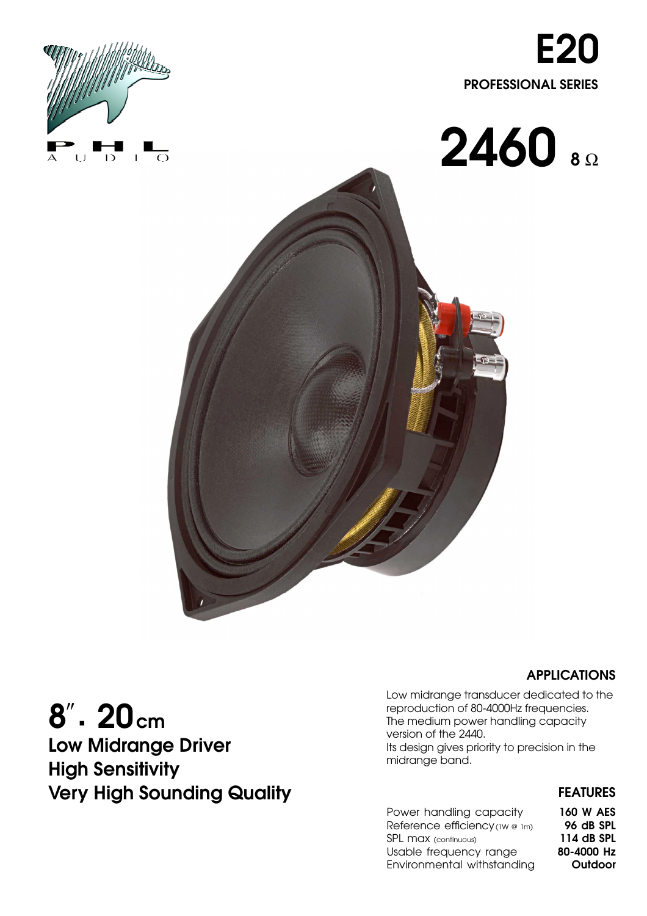PHL AUDIO

# E20

PROFESSIONAL SERIES

# 2460 8 Ω

## 8″. 20 cm

**Low Midrange Driver**
**High Sensitivity**
**Very High Sounding Quality**

### APPLICATIONS

Low midrange transducer dedicated to the reproduction of 80-4000Hz frequencies.
The medium power handling capacity version of the 2440.
Its design gives priority to precision in the midrange band.

### FEATURES

| | |
|---|---|
| Power handling capacity | **160 W AES** |
| Reference efficiency (1W @ 1m) | **96 dB SPL** |
| SPL max (continuous) | **114 dB SPL** |
| Usable frequency range | **80-4000 Hz** |
| Environmental withstanding | **Outdoor** |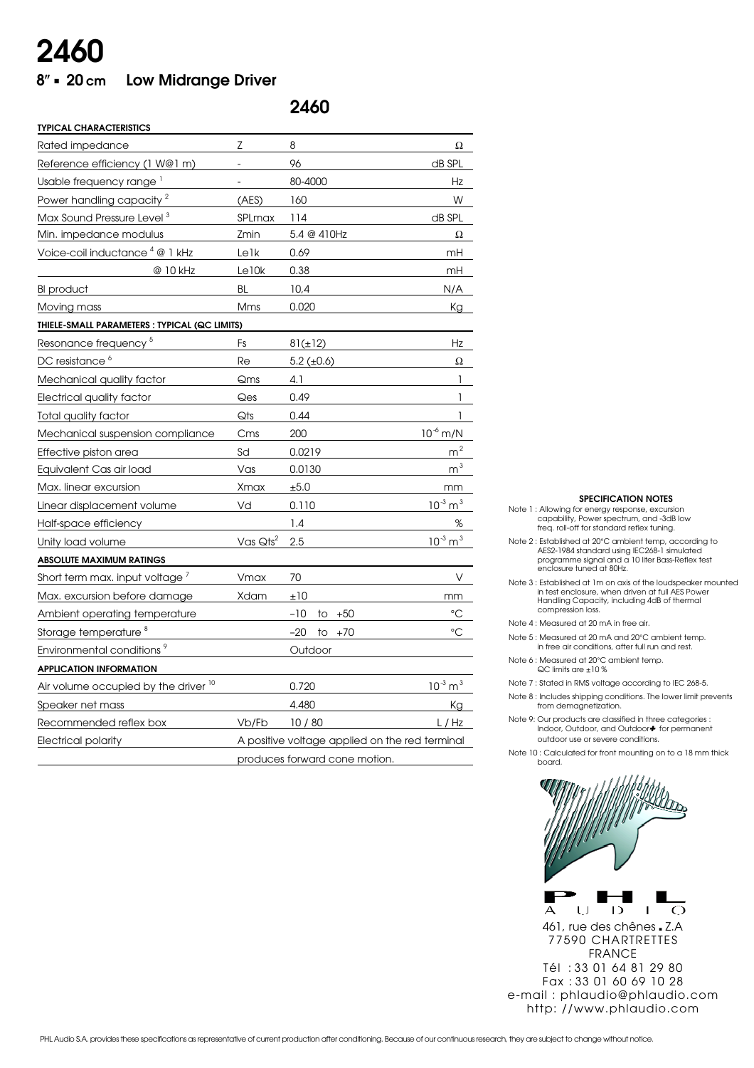# 2460

## 8″ ▪ 20 cm Low Midrange Driver

| | | 2460 | |
|---|---|---|---|
| **TYPICAL CHARACTERISTICS** | | | |
| Rated impedance | Z | 8 | Ω |
| Reference efficiency (1 W@1 m) | - | 96 | dB SPL |
| Usable frequency range [1] | - | 80-4000 | Hz |
| Power handling capacity [2] | (AES) | 160 | W |
| Max Sound Pressure Level [3] | SPLmax | 114 | dB SPL |
| Min. impedance modulus | Zmin | 5.4 @ 410Hz | Ω |
| Voice-coil inductance [4] @ 1 kHz | Le1k | 0.69 | mH |
| @ 10 kHz | Le10k | 0.38 | mH |
| Bl product | BL | 10,4 | N/A |
| Moving mass | Mms | 0.020 | Kg |
| **THIELE-SMALL PARAMETERS : TYPICAL (QC LIMITS)** | | | |
| Resonance frequency [5] | Fs | 81(±12) | Hz |
| DC resistance [6] | Re | 5.2 (±0.6) | Ω |
| Mechanical quality factor | Qms | 4.1 | 1 |
| Electrical quality factor | Qes | 0.49 | 1 |
| Total quality factor | Qts | 0.44 | 1 |
| Mechanical suspension compliance | Cms | 200 | $10^{-6}$ m/N |
| Effective piston area | Sd | 0.0219 | $m^2$ |
| Equivalent Cas air load | Vas | 0.0130 | $m^3$ |
| Max. linear excursion | Xmax | ±5.0 | mm |
| Linear displacement volume | Vd | 0.110 | $10^{-3}$ $m^3$ |
| Half-space efficiency | | 1.4 | % |
| Unity load volume | Vas $Qts^2$ | 2.5 | $10^{-3}$ $m^3$ |
| **ABSOLUTE MAXIMUM RATINGS** | | | |
| Short term max. input voltage [7] | Vmax | 70 | V |
| Max. excursion before damage | Xdam | ±10 | mm |
| Ambient operating temperature | | −10 to +50 | °C |
| Storage temperature [8] | | −20 to +70 | °C |
| Environmental conditions [9] | | Outdoor | |
| **APPLICATION INFORMATION** | | | |
| Air volume occupied by the driver [10] | | 0.720 | $10^{-3}$ $m^3$ |
| Speaker net mass | | 4.480 | Kg |
| Recommended reflex box | Vb/Fb | 10 / 80 | L / Hz |
| Electrical polarity | | A positive voltage applied on the red terminal produces forward cone motion. | |

### SPECIFICATION NOTES

Note 1 : Allowing for energy response, excursion capability, Power spectrum, and -3dB low freq. roll-off for standard reflex tuning.

Note 2 : Established at 20°C ambient temp, according to AES2-1984 standard using IEC268-1 simulated programme signal and a 10 liter Bass-Reflex test enclosure tuned at 80Hz.

Note 3 : Established at 1m on axis of the loudspeaker mounted in test enclosure, when driven at full AES Power Handling Capacity, including 4dB of thermal compression loss.

Note 4 : Measured at 20 mA in free air.

Note 5 : Measured at 20 mA and 20°C ambient temp. in free air conditions, after full run and rest.

Note 6 : Measured at 20°C ambient temp. QC limits are ±10 %

Note 7 : Stated in RMS voltage according to IEC 268-5.

Note 8 : Includes shipping conditions. The lower limit prevents from demagnetization.

Note 9: Our products are classified in three categories : Indoor, Outdoor, and Outdoor✚ for permanent outdoor use or severe conditions.

Note 10 : Calculated for front mounting on to a 18 mm thick board.

PHL AUDIO

461, rue des chênes ▪ Z.A
77590 CHARTRETTES
FRANCE
Tél : 33 01 64 81 29 80
Fax : 33 01 60 69 10 28
e-mail : phlaudio@phlaudio.com
http: //www.phlaudio.com

PHL Audio S.A. provides these specifications as representative of current production after conditioning. Because of our continuous research, they are subject to change without notice.